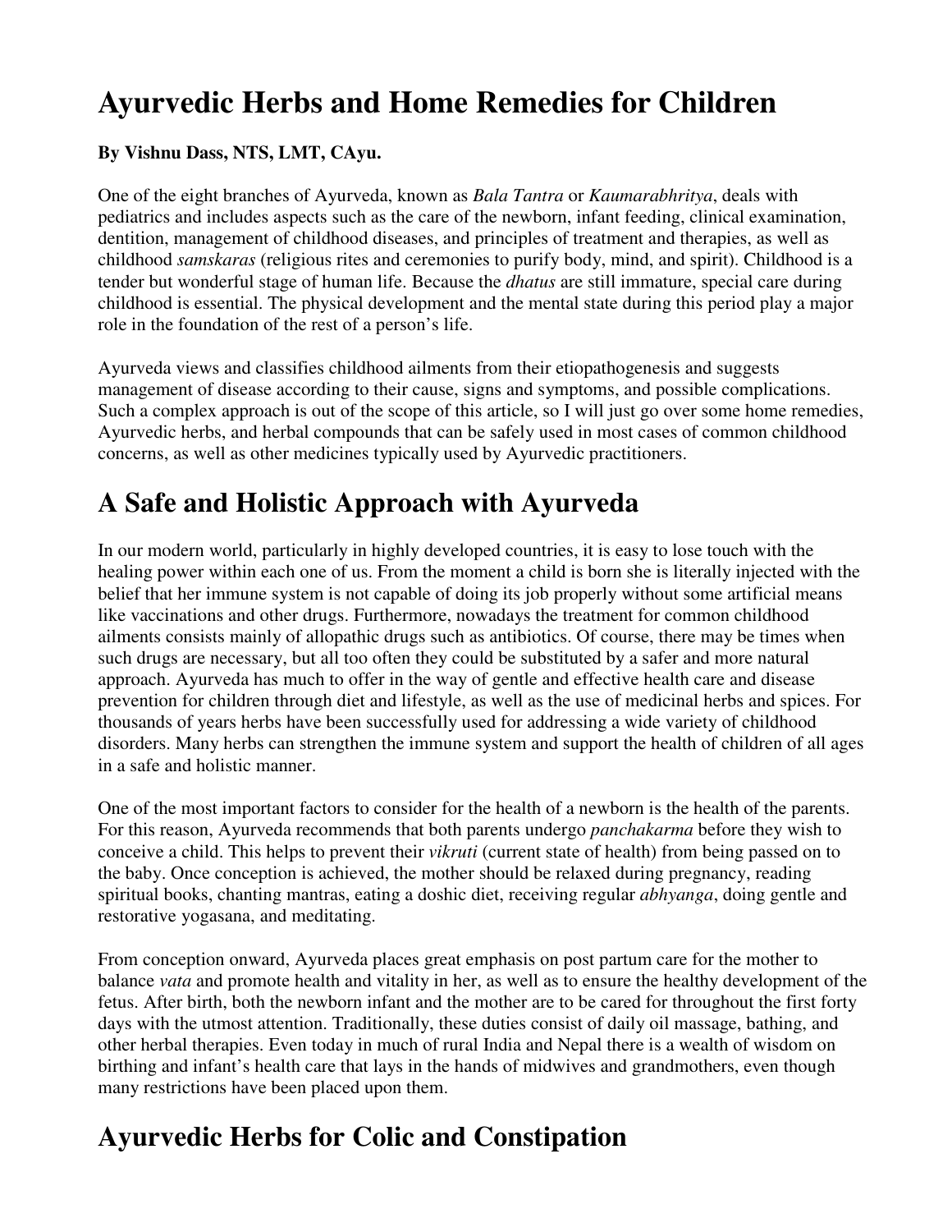# Ayurvedic Herbs and Home Remedies for Children

**By Vishnu Dass, NTS, LMT, CAyu.**

One of the eight branches of Ayurveda, known as *Bala Tantra* or *Kaumarabhritya*, deals with pediatrics and includes aspects such as the care of the newborn, infant feeding, clinical examination, dentition, management of childhood diseases, and principles of treatment and therapies, as well as childhood *samskaras* (religious rites and ceremonies to purify body, mind, and spirit). Childhood is a tender but wonderful stage of human life. Because the *dhatus* are still immature, special care during childhood is essential. The physical development and the mental state during this period play a major role in the foundation of the rest of a person's life.

Ayurveda views and classifies childhood ailments from their etiopathogenesis and suggests management of disease according to their cause, signs and symptoms, and possible complications. Such a complex approach is out of the scope of this article, so I will just go over some home remedies, Ayurvedic herbs, and herbal compounds that can be safely used in most cases of common childhood concerns, as well as other medicines typically used by Ayurvedic practitioners.

## A Safe and Holistic Approach with Ayurveda

In our modern world, particularly in highly developed countries, it is easy to lose touch with the healing power within each one of us. From the moment a child is born she is literally injected with the belief that her immune system is not capable of doing its job properly without some artificial means like vaccinations and other drugs. Furthermore, nowadays the treatment for common childhood ailments consists mainly of allopathic drugs such as antibiotics. Of course, there may be times when such drugs are necessary, but all too often they could be substituted by a safer and more natural approach. Ayurveda has much to offer in the way of gentle and effective health care and disease prevention for children through diet and lifestyle, as well as the use of medicinal herbs and spices. For thousands of years herbs have been successfully used for addressing a wide variety of childhood disorders. Many herbs can strengthen the immune system and support the health of children of all ages in a safe and holistic manner.

One of the most important factors to consider for the health of a newborn is the health of the parents. For this reason, Ayurveda recommends that both parents undergo *panchakarma* before they wish to conceive a child. This helps to prevent their *vikruti* (current state of health) from being passed on to the baby. Once conception is achieved, the mother should be relaxed during pregnancy, reading spiritual books, chanting mantras, eating a doshic diet, receiving regular *abhyanga*, doing gentle and restorative yogasana, and meditating.

From conception onward, Ayurveda places great emphasis on post partum care for the mother to balance *vata* and promote health and vitality in her, as well as to ensure the healthy development of the fetus. After birth, both the newborn infant and the mother are to be cared for throughout the first forty days with the utmost attention. Traditionally, these duties consist of daily oil massage, bathing, and other herbal therapies. Even today in much of rural India and Nepal there is a wealth of wisdom on birthing and infant's health care that lays in the hands of midwives and grandmothers, even though many restrictions have been placed upon them.

## Ayurvedic Herbs for Colic and Constipation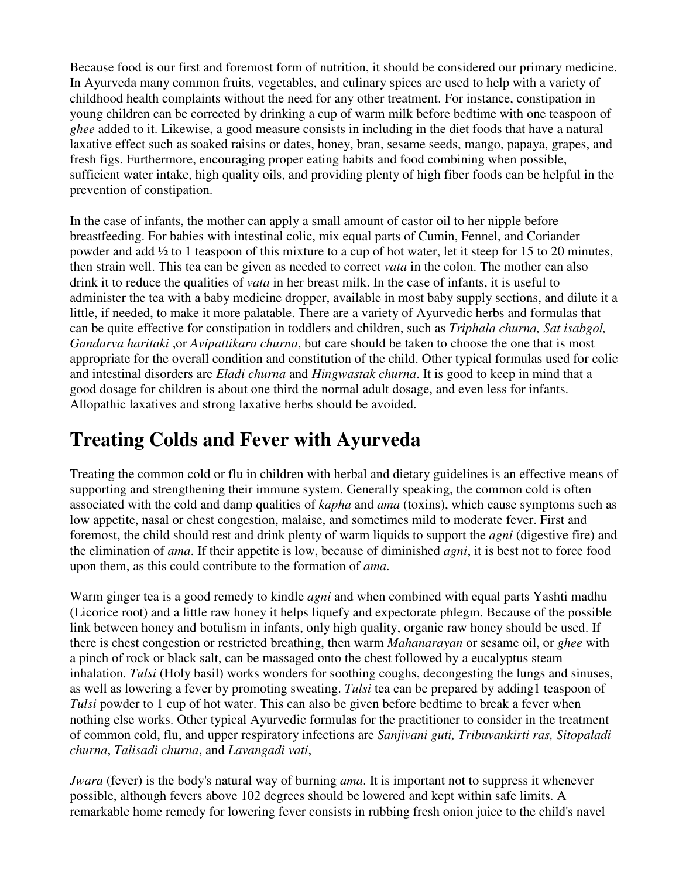Because food is our first and foremost form of nutrition, it should be considered our primary medicine. In Ayurveda many common fruits, vegetables, and culinary spices are used to help with a variety of childhood health complaints without the need for any other treatment. For instance, constipation in young children can be corrected by drinking a cup of warm milk before bedtime with one teaspoon of *ghee* added to it. Likewise, a good measure consists in including in the diet foods that have a natural laxative effect such as soaked raisins or dates, honey, bran, sesame seeds, mango, papaya, grapes, and fresh figs. Furthermore, encouraging proper eating habits and food combining when possible, sufficient water intake, high quality oils, and providing plenty of high fiber foods can be helpful in the prevention of constipation.

In the case of infants, the mother can apply a small amount of castor oil to her nipple before breastfeeding. For babies with intestinal colic, mix equal parts of Cumin, Fennel, and Coriander powder and add ½ to 1 teaspoon of this mixture to a cup of hot water, let it steep for 15 to 20 minutes, then strain well. This tea can be given as needed to correct *vata* in the colon. The mother can also drink it to reduce the qualities of *vata* in her breast milk. In the case of infants, it is useful to administer the tea with a baby medicine dropper, available in most baby supply sections, and dilute it a little, if needed, to make it more palatable. There are a variety of Ayurvedic herbs and formulas that can be quite effective for constipation in toddlers and children, such as *Triphala churna, Sat isabgol, Gandarva haritaki* ,or *Avipattikara churna*, but care should be taken to choose the one that is most appropriate for the overall condition and constitution of the child. Other typical formulas used for colic and intestinal disorders are *Eladi churna* and *Hingwastak churna*. It is good to keep in mind that a good dosage for children is about one third the normal adult dosage, and even less for infants. Allopathic laxatives and strong laxative herbs should be avoided.

# Treating Colds and Fever with Ayurveda

Treating the common cold or flu in children with herbal and dietary guidelines is an effective means of supporting and strengthening their immune system. Generally speaking, the common cold is often associated with the cold and damp qualities of *kapha* and *ama* (toxins), which cause symptoms such as low appetite, nasal or chest congestion, malaise, and sometimes mild to moderate fever. First and foremost, the child should rest and drink plenty of warm liquids to support the *agni* (digestive fire) and the elimination of *ama*. If their appetite is low, because of diminished *agni*, it is best not to force food upon them, as this could contribute to the formation of *ama*.

Warm ginger tea is a good remedy to kindle *agni* and when combined with equal parts Yashti madhu (Licorice root) and a little raw honey it helps liquefy and expectorate phlegm. Because of the possible link between honey and botulism in infants, only high quality, organic raw honey should be used. If there is chest congestion or restricted breathing, then warm *Mahanarayan* or sesame oil, or *ghee* with a pinch of rock or black salt, can be massaged onto the chest followed by a eucalyptus steam inhalation. *Tulsi* (Holy basil) works wonders for soothing coughs, decongesting the lungs and sinuses, as well as lowering a fever by promoting sweating. *Tulsi* tea can be prepared by adding1 teaspoon of *Tulsi* powder to 1 cup of hot water. This can also be given before bedtime to break a fever when nothing else works. Other typical Ayurvedic formulas for the practitioner to consider in the treatment of common cold, flu, and upper respiratory infections are *Sanjivani guti, Tribuvankirti ras, Sitopaladi churna*, *Talisadi churna*, and *Lavangadi vati*,

*Jwara* (fever) is the body's natural way of burning *ama*. It is important not to suppress it whenever possible, although fevers above 102 degrees should be lowered and kept within safe limits. A remarkable home remedy for lowering fever consists in rubbing fresh onion juice to the child's navel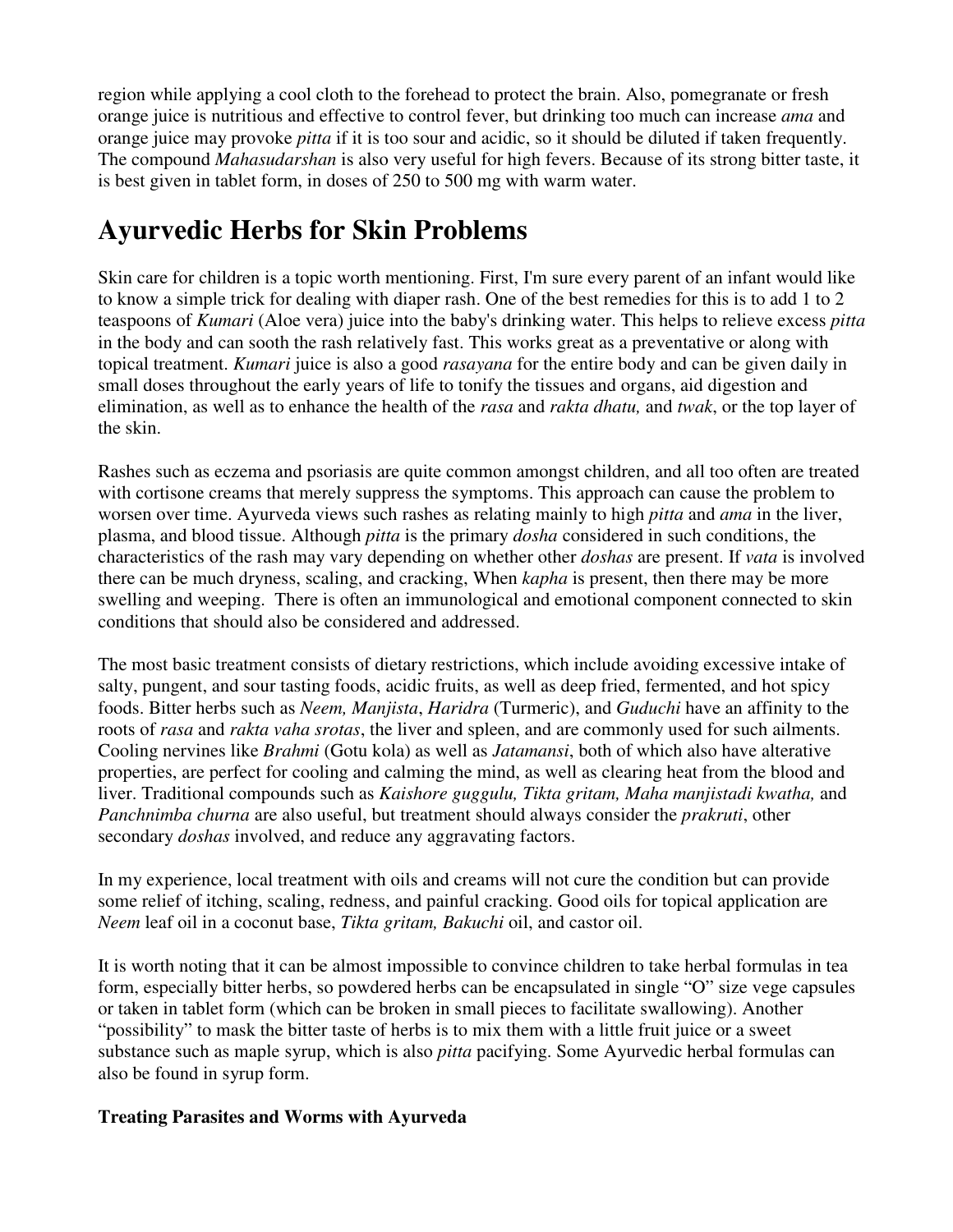region while applying a cool cloth to the forehead to protect the brain. Also, pomegranate or fresh orange juice is nutritious and effective to control fever, but drinking too much can increase *ama* and orange juice may provoke *pitta* if it is too sour and acidic, so it should be diluted if taken frequently. The compound *Mahasudarshan* is also very useful for high fevers. Because of its strong bitter taste, it is best given in tablet form, in doses of 250 to 500 mg with warm water.

# Ayurvedic Herbs for Skin Problems

Skin care for children is a topic worth mentioning. First, I'm sure every parent of an infant would like to know a simple trick for dealing with diaper rash. One of the best remedies for this is to add 1 to 2 teaspoons of *Kumari* (Aloe vera) juice into the baby's drinking water. This helps to relieve excess *pitta* in the body and can sooth the rash relatively fast. This works great as a preventative or along with topical treatment. *Kumari* juice is also a good *rasayana* for the entire body and can be given daily in small doses throughout the early years of life to tonify the tissues and organs, aid digestion and elimination, as well as to enhance the health of the *rasa* and *rakta dhatu,* and *twak*, or the top layer of the skin.

Rashes such as eczema and psoriasis are quite common amongst children, and all too often are treated with cortisone creams that merely suppress the symptoms. This approach can cause the problem to worsen over time. Ayurveda views such rashes as relating mainly to high *pitta* and *ama* in the liver, plasma, and blood tissue. Although *pitta* is the primary *dosha* considered in such conditions, the characteristics of the rash may vary depending on whether other *doshas* are present. If *vata* is involved there can be much dryness, scaling, and cracking, When *kapha* is present, then there may be more swelling and weeping. There is often an immunological and emotional component connected to skin conditions that should also be considered and addressed.

The most basic treatment consists of dietary restrictions, which include avoiding excessive intake of salty, pungent, and sour tasting foods, acidic fruits, as well as deep fried, fermented, and hot spicy foods. Bitter herbs such as *Neem, Manjista*, *Haridra* (Turmeric), and *Guduchi* have an affinity to the roots of *rasa* and *rakta vaha srotas*, the liver and spleen, and are commonly used for such ailments. Cooling nervines like *Brahmi* (Gotu kola) as well as *Jatamansi*, both of which also have alterative properties, are perfect for cooling and calming the mind, as well as clearing heat from the blood and liver. Traditional compounds such as *Kaishore guggulu, Tikta gritam, Maha manjistadi kwatha,* and *Panchnimba churna* are also useful, but treatment should always consider the *prakruti*, other secondary *doshas* involved, and reduce any aggravating factors.

In my experience, local treatment with oils and creams will not cure the condition but can provide some relief of itching, scaling, redness, and painful cracking. Good oils for topical application are *Neem* leaf oil in a coconut base, *Tikta gritam, Bakuchi* oil, and castor oil.

It is worth noting that it can be almost impossible to convince children to take herbal formulas in tea form, especially bitter herbs, so powdered herbs can be encapsulated in single "O" size vege capsules or taken in tablet form (which can be broken in small pieces to facilitate swallowing). Another "possibility" to mask the bitter taste of herbs is to mix them with a little fruit juice or a sweet substance such as maple syrup, which is also *pitta* pacifying. Some Ayurvedic herbal formulas can also be found in syrup form.

### Treating Parasites and Worms with Ayurveda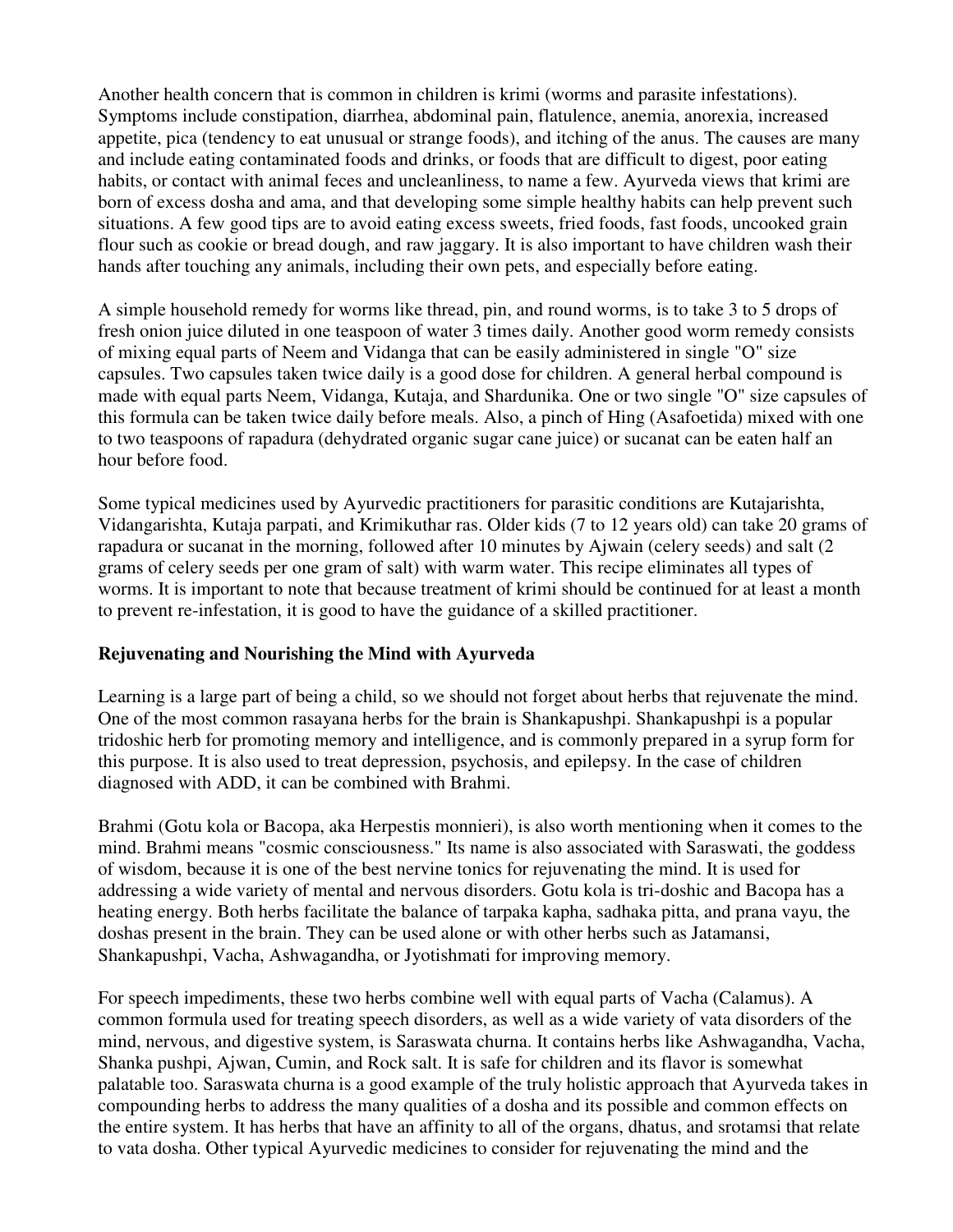Another health concern that is common in children is krimi (worms and parasite infestations). Symptoms include constipation, diarrhea, abdominal pain, flatulence, anemia, anorexia, increased appetite, pica (tendency to eat unusual or strange foods), and itching of the anus. The causes are many and include eating contaminated foods and drinks, or foods that are difficult to digest, poor eating habits, or contact with animal feces and uncleanliness, to name a few. Ayurveda views that krimi are born of excess dosha and ama, and that developing some simple healthy habits can help prevent such situations. A few good tips are to avoid eating excess sweets, fried foods, fast foods, uncooked grain flour such as cookie or bread dough, and raw jaggary. It is also important to have children wash their hands after touching any animals, including their own pets, and especially before eating.

A simple household remedy for worms like thread, pin, and round worms, is to take 3 to 5 drops of fresh onion juice diluted in one teaspoon of water 3 times daily. Another good worm remedy consists of mixing equal parts of Neem and Vidanga that can be easily administered in single "O" size capsules. Two capsules taken twice daily is a good dose for children. A general herbal compound is made with equal parts Neem, Vidanga, Kutaja, and Shardunika. One or two single "O" size capsules of this formula can be taken twice daily before meals. Also, a pinch of Hing (Asafoetida) mixed with one to two teaspoons of rapadura (dehydrated organic sugar cane juice) or sucanat can be eaten half an hour before food.

Some typical medicines used by Ayurvedic practitioners for parasitic conditions are Kutajarishta, Vidangarishta, Kutaja parpati, and Krimikuthar ras. Older kids (7 to 12 years old) can take 20 grams of rapadura or sucanat in the morning, followed after 10 minutes by Ajwain (celery seeds) and salt (2 grams of celery seeds per one gram of salt) with warm water. This recipe eliminates all types of worms. It is important to note that because treatment of krimi should be continued for at least a month to prevent re-infestation, it is good to have the guidance of a skilled practitioner.

**Rejuvenating and Nourishing the Mind with Ayurveda**

Learning is a large part of being a child, so we should not forget about herbs that rejuvenate the mind. One of the most common rasayana herbs for the brain is Shankapushpi. Shankapushpi is a popular tridoshic herb for promoting memory and intelligence, and is commonly prepared in a syrup form for this purpose. It is also used to treat depression, psychosis, and epilepsy. In the case of children diagnosed with ADD, it can be combined with Brahmi.

Brahmi (Gotu kola or Bacopa, aka Herpestis monnieri), is also worth mentioning when it comes to the mind. Brahmi means "cosmic consciousness." Its name is also associated with Saraswati, the goddess of wisdom, because it is one of the best nervine tonics for rejuvenating the mind. It is used for addressing a wide variety of mental and nervous disorders. Gotu kola is tri-doshic and Bacopa has a heating energy. Both herbs facilitate the balance of tarpaka kapha, sadhaka pitta, and prana vayu, the doshas present in the brain. They can be used alone or with other herbs such as Jatamansi, Shankapushpi, Vacha, Ashwagandha, or Jyotishmati for improving memory.

For speech impediments, these two herbs combine well with equal parts of Vacha (Calamus). A common formula used for treating speech disorders, as well as a wide variety of vata disorders of the mind, nervous, and digestive system, is Saraswata churna. It contains herbs like Ashwagandha, Vacha, Shanka pushpi, Ajwan, Cumin, and Rock salt. It is safe for children and its flavor is somewhat palatable too. Saraswata churna is a good example of the truly holistic approach that Ayurveda takes in compounding herbs to address the many qualities of a dosha and its possible and common effects on the entire system. It has herbs that have an affinity to all of the organs, dhatus, and srotamsi that relate to vata dosha. Other typical Ayurvedic medicines to consider for rejuvenating the mind and the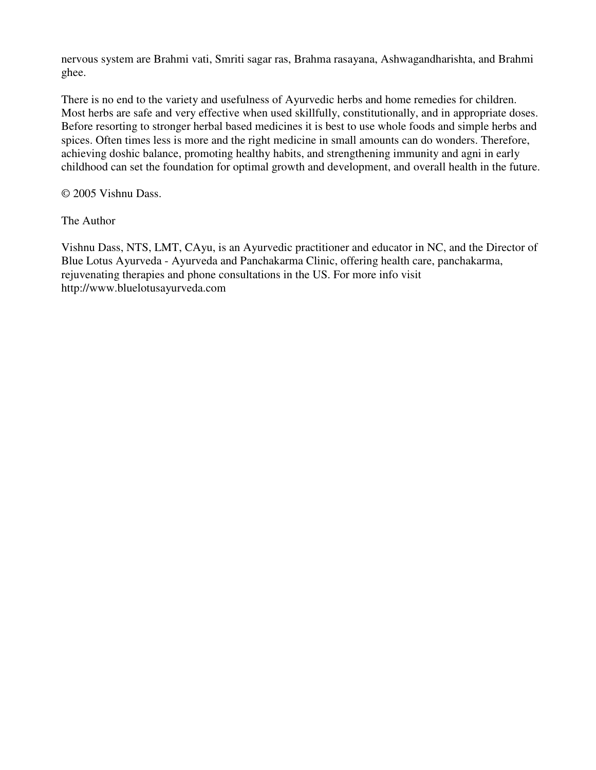nervous system are Brahmi vati, Smriti sagar ras, Brahma rasayana, Ashwagandharishta, and Brahmi ghee.

There is no end to the variety and usefulness of Ayurvedic herbs and home remedies for children. Most herbs are safe and very effective when used skillfully, constitutionally, and in appropriate doses. Before resorting to stronger herbal based medicines it is best to use whole foods and simple herbs and spices. Often times less is more and the right medicine in small amounts can do wonders. Therefore, achieving doshic balance, promoting healthy habits, and strengthening immunity and agni in early childhood can set the foundation for optimal growth and development, and overall health in the future.

© 2005 Vishnu Dass.

The Author

Vishnu Dass, NTS, LMT, CAyu, is an Ayurvedic practitioner and educator in NC, and the Director of Blue Lotus Ayurveda - Ayurveda and Panchakarma Clinic, offering health care, panchakarma, rejuvenating therapies and phone consultations in the US. For more info visit http://www.bluelotusayurveda.com